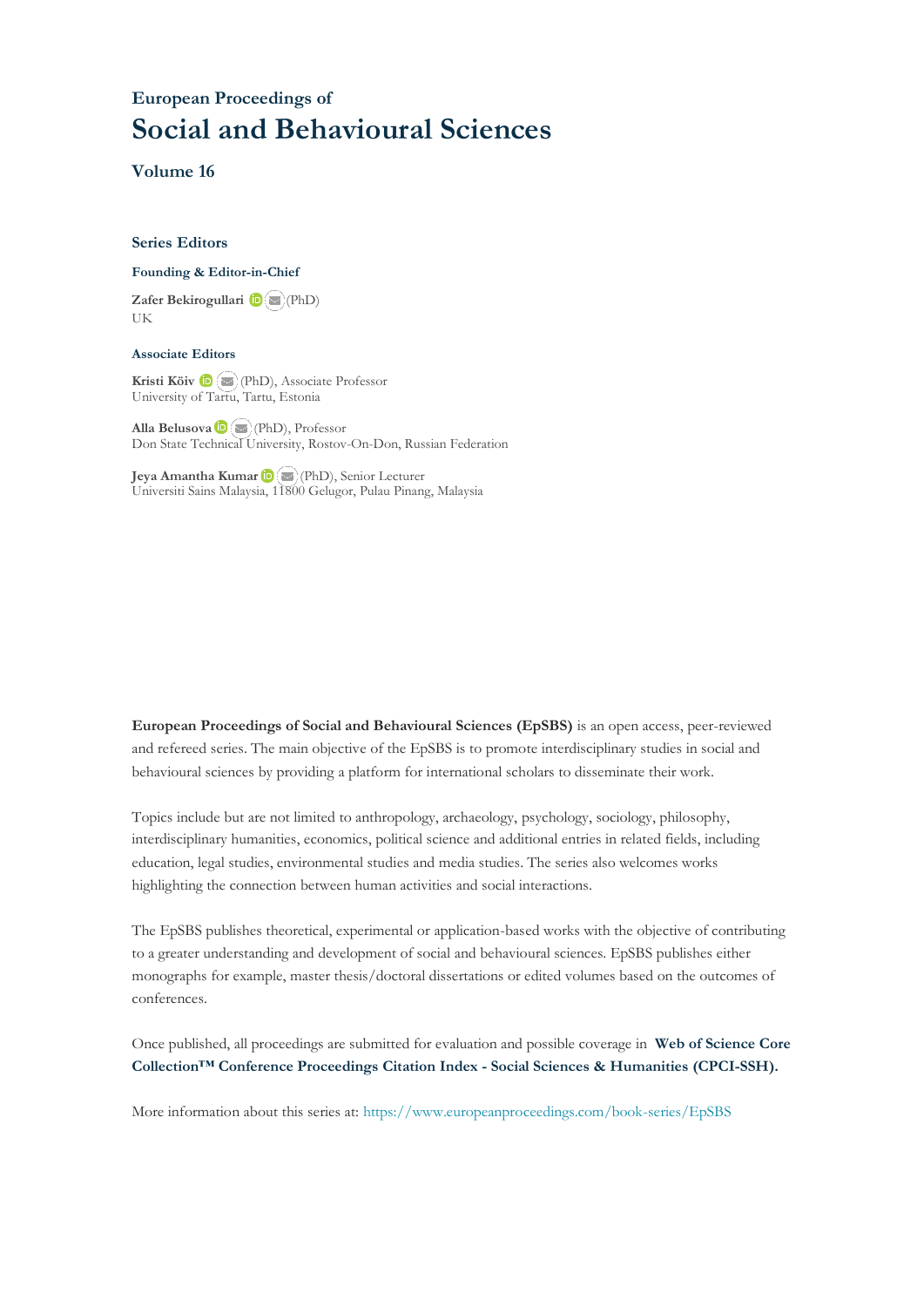European Proceedings of

# Social and Behavioural Sciences

## Volume 16

### Series Editors

**Founding & Editor-in-Chief**

**Zafer Bekirogullari** (PhD)
UK

**Associate Editors**

**Kristi Köiv** (PhD), Associate Professor
University of Tartu, Tartu, Estonia

**Alla Belusova** (PhD), Professor
Don State Technical University, Rostov-On-Don, Russian Federation

**Jeya Amantha Kumar** (PhD), Senior Lecturer
Universiti Sains Malaysia, 11800 Gelugor, Pulau Pinang, Malaysia

**European Proceedings of Social and Behavioural Sciences (EpSBS)** is an open access, peer-reviewed and refereed series. The main objective of the EpSBS is to promote interdisciplinary studies in social and behavioural sciences by providing a platform for international scholars to disseminate their work.

Topics include but are not limited to anthropology, archaeology, psychology, sociology, philosophy, interdisciplinary humanities, economics, political science and additional entries in related fields, including education, legal studies, environmental studies and media studies. The series also welcomes works highlighting the connection between human activities and social interactions.

The EpSBS publishes theoretical, experimental or application-based works with the objective of contributing to a greater understanding and development of social and behavioural sciences. EpSBS publishes either monographs for example, master thesis/doctoral dissertations or edited volumes based on the outcomes of conferences.

Once published, all proceedings are submitted for evaluation and possible coverage in **Web of Science Core Collection™ Conference Proceedings Citation Index - Social Sciences & Humanities (CPCI-SSH).**

More information about this series at: https://www.europeanproceedings.com/book-series/EpSBS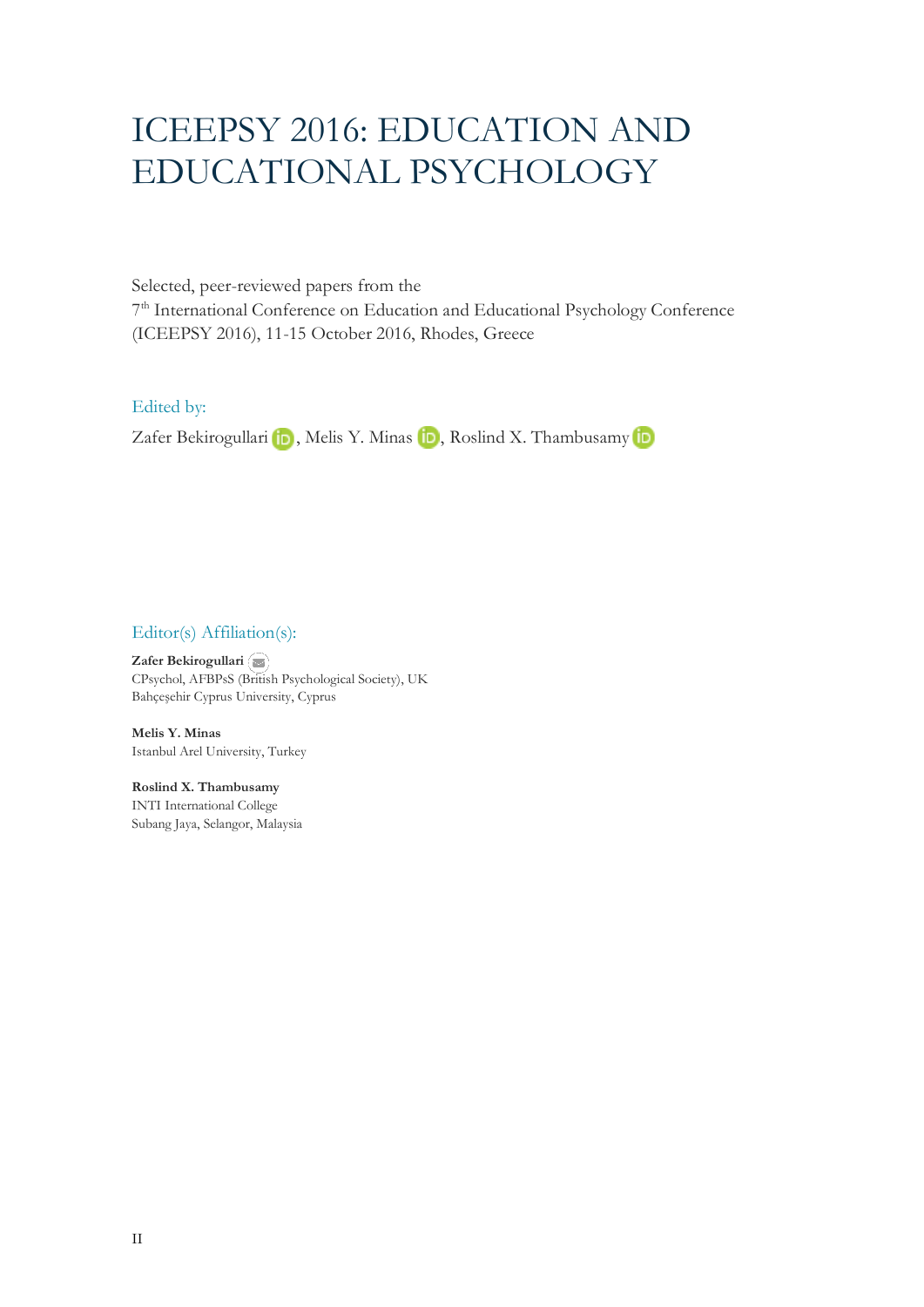# ICEEPSY 2016: EDUCATION AND EDUCATIONAL PSYCHOLOGY

Selected, peer-reviewed papers from the
7th International Conference on Education and Educational Psychology Conference (ICEEPSY 2016), 11-15 October 2016, Rhodes, Greece

## Edited by:

Zafer Bekirogullari, Melis Y. Minas, Roslind X. Thambusamy

## Editor(s) Affiliation(s):

**Zafer Bekirogullari**
CPsychol, AFBPsS (British Psychological Society), UK
Bahçeşehir Cyprus University, Cyprus

**Melis Y. Minas**
Istanbul Arel University, Turkey

**Roslind X. Thambusamy**
INTI International College
Subang Jaya, Selangor, Malaysia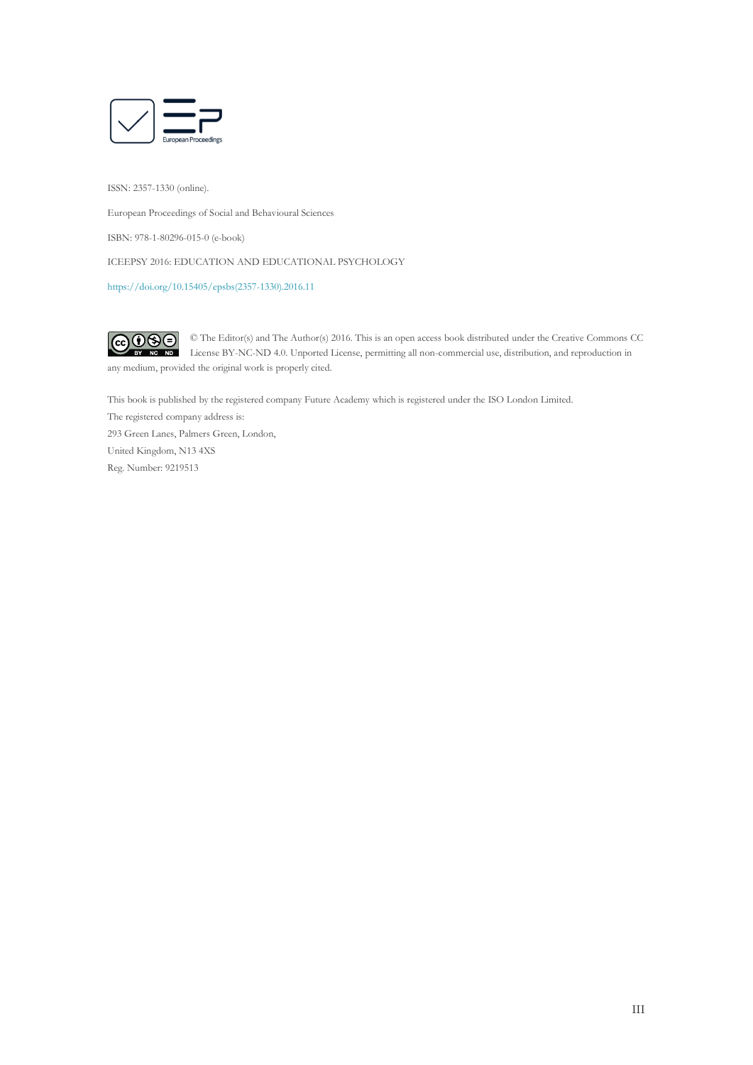European Proceedings

ISSN: 2357-1330 (online).

European Proceedings of Social and Behavioural Sciences

ISBN: 978-1-80296-015-0 (e-book)

ICEEPSY 2016: EDUCATION AND EDUCATIONAL PSYCHOLOGY

https://doi.org/10.15405/epsbs(2357-1330).2016.11

© The Editor(s) and The Author(s) 2016. This is an open access book distributed under the Creative Commons CC License BY-NC-ND 4.0. Unported License, permitting all non-commercial use, distribution, and reproduction in any medium, provided the original work is properly cited.

This book is published by the registered company Future Academy which is registered under the ISO London Limited.

The registered company address is:

293 Green Lanes, Palmers Green, London,

United Kingdom, N13 4XS

Reg. Number: 9219513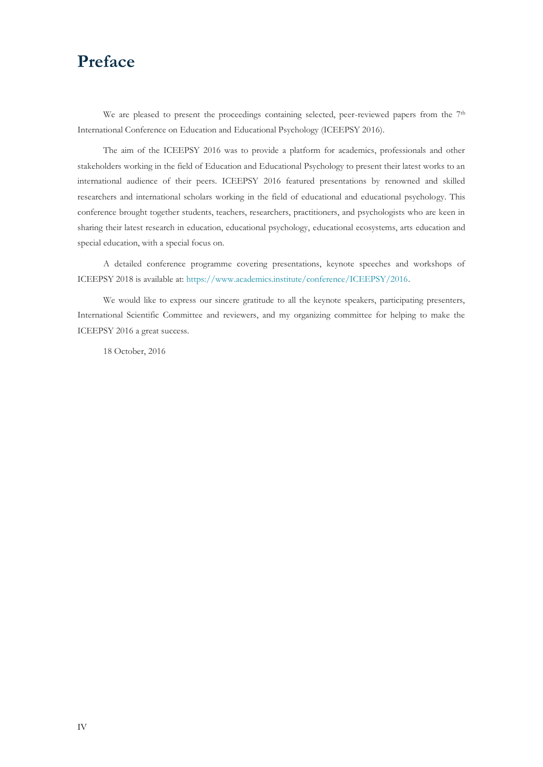# Preface

We are pleased to present the proceedings containing selected, peer-reviewed papers from the 7th International Conference on Education and Educational Psychology (ICEEPSY 2016).

The aim of the ICEEPSY 2016 was to provide a platform for academics, professionals and other stakeholders working in the field of Education and Educational Psychology to present their latest works to an international audience of their peers. ICEEPSY 2016 featured presentations by renowned and skilled researchers and international scholars working in the field of educational and educational psychology. This conference brought together students, teachers, researchers, practitioners, and psychologists who are keen in sharing their latest research in education, educational psychology, educational ecosystems, arts education and special education, with a special focus on.

A detailed conference programme covering presentations, keynote speeches and workshops of ICEEPSY 2018 is available at: https://www.academics.institute/conference/ICEEPSY/2016.

We would like to express our sincere gratitude to all the keynote speakers, participating presenters, International Scientific Committee and reviewers, and my organizing committee for helping to make the ICEEPSY 2016 a great success.

18 October, 2016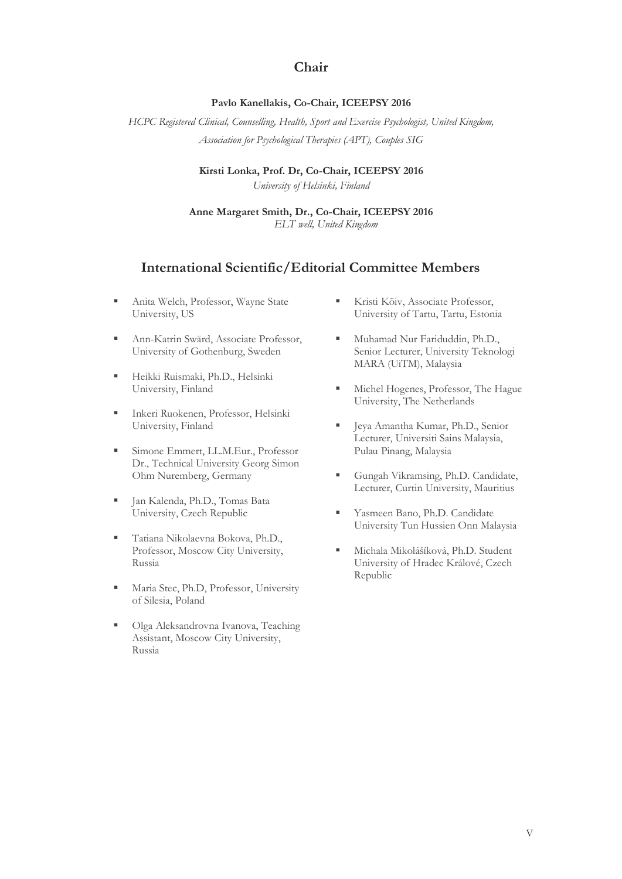## Chair

**Pavlo Kanellakis, Co-Chair, ICEEPSY 2016**

*HCPC Registered Clinical, Counselling, Health, Sport and Exercise Psychologist, United Kingdom, Association for Psychological Therapies (APT), Couples SIG*

**Kirsti Lonka, Prof. Dr, Co-Chair, ICEEPSY 2016**

*University of Helsinki, Finland*

**Anne Margaret Smith, Dr., Co-Chair, ICEEPSY 2016**

*ELT well, United Kingdom*

## International Scientific/Editorial Committee Members

- Anita Welch, Professor, Wayne State University, US
- Ann-Katrin Swärd, Associate Professor, University of Gothenburg, Sweden
- Heikki Ruismaki, Ph.D., Helsinki University, Finland
- Inkeri Ruokenen, Professor, Helsinki University, Finland
- Simone Emmert, LL.M.Eur., Professor Dr., Technical University Georg Simon Ohm Nuremberg, Germany
- Jan Kalenda, Ph.D., Tomas Bata University, Czech Republic
- Tatiana Nikolaevna Bokova, Ph.D., Professor, Moscow City University, Russia
- Maria Stec, Ph.D, Professor, University of Silesia, Poland
- Olga Aleksandrovna Ivanova, Teaching Assistant, Moscow City University, Russia
- Kristi Köiv, Associate Professor, University of Tartu, Tartu, Estonia
- Muhamad Nur Fariduddin, Ph.D., Senior Lecturer, University Teknologi MARA (UiTM), Malaysia
- Michel Hogenes, Professor, The Hague University, The Netherlands
- Jeya Amantha Kumar, Ph.D., Senior Lecturer, Universiti Sains Malaysia, Pulau Pinang, Malaysia
- Gungah Vikramsing, Ph.D. Candidate, Lecturer, Curtin University, Mauritius
- Yasmeen Bano, Ph.D. Candidate University Tun Hussien Onn Malaysia
- Michala Mikolášíková, Ph.D. Student University of Hradec Králové, Czech Republic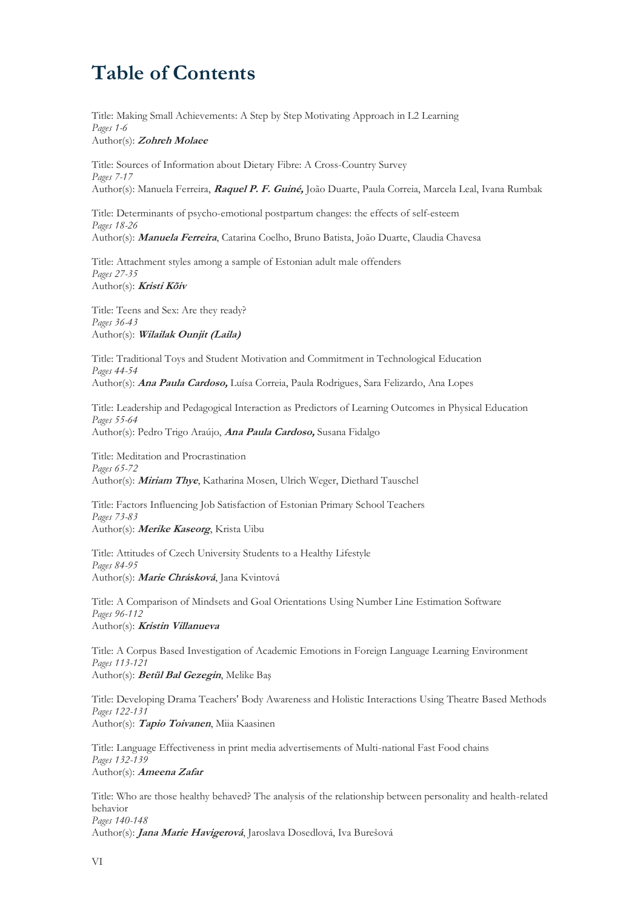# Table of Contents

Title: Making Small Achievements: A Step by Step Motivating Approach in L2 Learning
*Pages 1-6*
Author(s): ***Zohreh Molaee***

Title: Sources of Information about Dietary Fibre: A Cross-Country Survey
*Pages 7-17*
Author(s): Manuela Ferreira, ***Raquel P. F. Guiné,*** João Duarte, Paula Correia, Marcela Leal, Ivana Rumbak

Title: Determinants of psycho-emotional postpartum changes: the effects of self-esteem
*Pages 18-26*
Author(s): ***Manuela Ferreira***, Catarina Coelho, Bruno Batista, João Duarte, Claudia Chavesa

Title: Attachment styles among a sample of Estonian adult male offenders
*Pages 27-35*
Author(s): ***Kristi Kõiv***

Title: Teens and Sex: Are they ready?
*Pages 36-43*
Author(s): ***Wilailak Ounjit (Laila)***

Title: Traditional Toys and Student Motivation and Commitment in Technological Education
*Pages 44-54*
Author(s): ***Ana Paula Cardoso,*** Luísa Correia, Paula Rodrigues, Sara Felizardo, Ana Lopes

Title: Leadership and Pedagogical Interaction as Predictors of Learning Outcomes in Physical Education
*Pages 55-64*
Author(s): Pedro Trigo Araújo, ***Ana Paula Cardoso,*** Susana Fidalgo

Title: Meditation and Procrastination
*Pages 65-72*
Author(s): ***Miriam Thye***, Katharina Mosen, Ulrich Weger, Diethard Tauschel

Title: Factors Influencing Job Satisfaction of Estonian Primary School Teachers
*Pages 73-83*
Author(s): ***Merike Kaseorg***, Krista Uibu

Title: Attitudes of Czech University Students to a Healthy Lifestyle
*Pages 84-95*
Author(s): ***Marie Chrásková***, Jana Kvintová

Title: A Comparison of Mindsets and Goal Orientations Using Number Line Estimation Software
*Pages 96-112*
Author(s): ***Kristin Villanueva***

Title: A Corpus Based Investigation of Academic Emotions in Foreign Language Learning Environment
*Pages 113-121*
Author(s): ***Betül Bal Gezegin***, Melike Baş

Title: Developing Drama Teachers' Body Awareness and Holistic Interactions Using Theatre Based Methods
*Pages 122-131*
Author(s): ***Tapio Toivanen***, Miia Kaasinen

Title: Language Effectiveness in print media advertisements of Multi-national Fast Food chains
*Pages 132-139*
Author(s): ***Ameena Zafar***

Title: Who are those healthy behaved? The analysis of the relationship between personality and health-related behavior
*Pages 140-148*
Author(s): ***Jana Marie Havigerová***, Jaroslava Dosedlová, Iva Burešová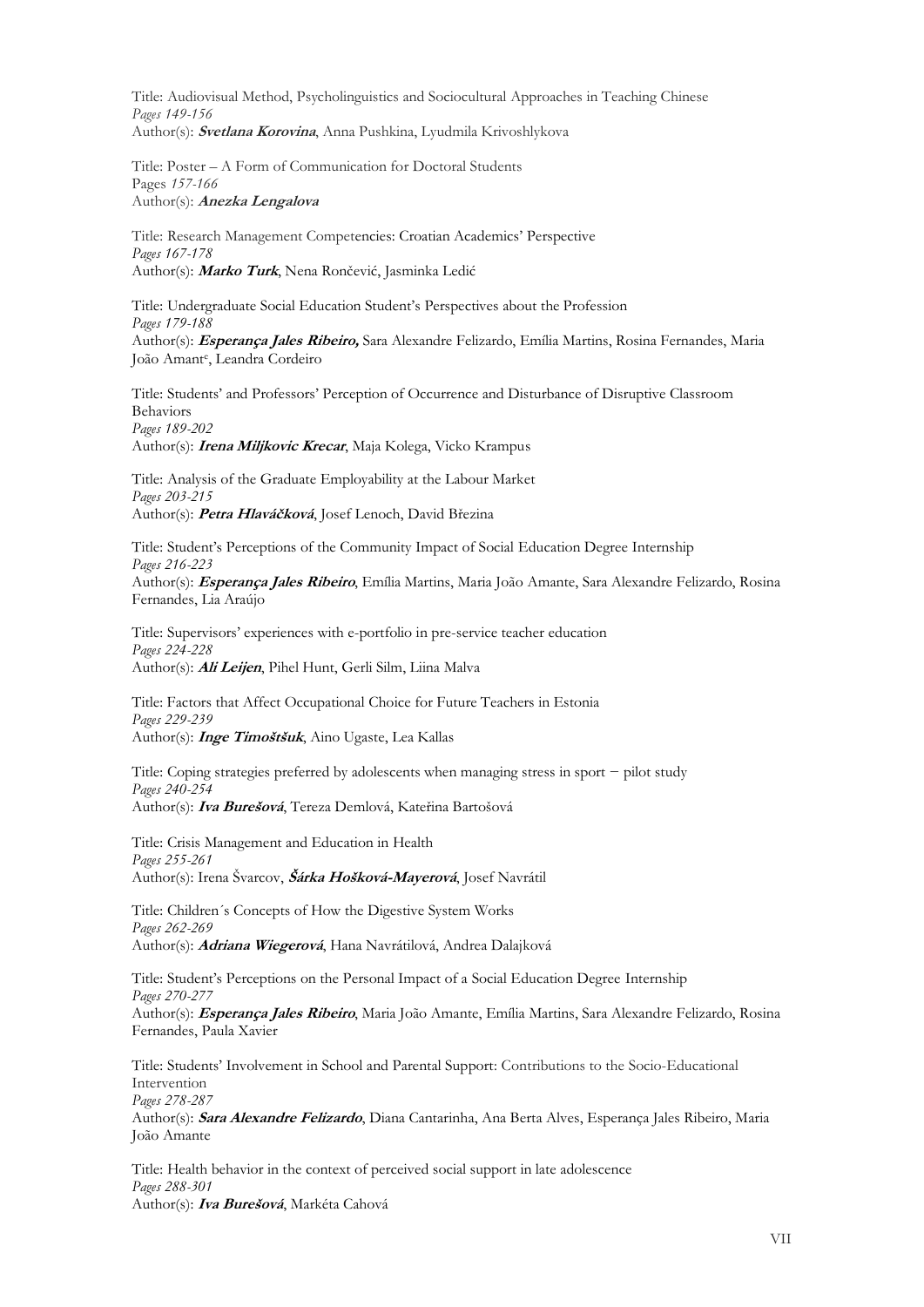Title: Audiovisual Method, Psycholinguistics and Sociocultural Approaches in Teaching Chinese
*Pages 149-156*
Author(s): ***Svetlana Korovina***, Anna Pushkina, Lyudmila Krivoshlykova

Title: Poster – A Form of Communication for Doctoral Students
Pages *157-166*
Author(s): ***Anezka Lengalova***

Title: Research Management Competencies: Croatian Academics' Perspective
*Pages 167-178*
Author(s): ***Marko Turk***, Nena Rončević, Jasminka Ledić

Title: Undergraduate Social Education Student's Perspectives about the Profession
*Pages 179-188*
Author(s): ***Esperança Jales Ribeiro,*** Sara Alexandre Felizardo, Emília Martins, Rosina Fernandes, Maria João Amant[e], Leandra Cordeiro

Title: Students' and Professors' Perception of Occurrence and Disturbance of Disruptive Classroom Behaviors
*Pages 189-202*
Author(s): ***Irena Miljkovic Krecar***, Maja Kolega, Vicko Krampus

Title: Analysis of the Graduate Employability at the Labour Market
*Pages 203-215*
Author(s): ***Petra Hlaváčková***, Josef Lenoch, David Březina

Title: Student's Perceptions of the Community Impact of Social Education Degree Internship
*Pages 216-223*
Author(s): ***Esperança Jales Ribeiro***, Emília Martins, Maria João Amante, Sara Alexandre Felizardo, Rosina Fernandes, Lia Araújo

Title: Supervisors' experiences with e-portfolio in pre-service teacher education
*Pages 224-228*
Author(s): ***Ali Leijen***, Pihel Hunt, Gerli Silm, Liina Malva

Title: Factors that Affect Occupational Choice for Future Teachers in Estonia
*Pages 229-239*
Author(s): ***Inge Timoštšuk***, Aino Ugaste, Lea Kallas

Title: Coping strategies preferred by adolescents when managing stress in sport − pilot study
*Pages 240-254*
Author(s): ***Iva Burešová***, Tereza Demlová, Kateřina Bartošová

Title: Crisis Management and Education in Health
*Pages 255-261*
Author(s): Irena Švarcov, ***Šárka Hošková-Mayerová***, Josef Navrátil

Title: Children´s Concepts of How the Digestive System Works
*Pages 262-269*
Author(s): ***Adriana Wiegerová***, Hana Navrátilová, Andrea Dalajková

Title: Student's Perceptions on the Personal Impact of a Social Education Degree Internship
*Pages 270-277*
Author(s): ***Esperança Jales Ribeiro***, Maria João Amante, Emília Martins, Sara Alexandre Felizardo, Rosina Fernandes, Paula Xavier

Title: Students' Involvement in School and Parental Support: Contributions to the Socio-Educational Intervention
*Pages 278-287*
Author(s): ***Sara Alexandre Felizardo***, Diana Cantarinha, Ana Berta Alves, Esperança Jales Ribeiro, Maria João Amante

Title: Health behavior in the context of perceived social support in late adolescence
*Pages 288-301*
Author(s): ***Iva Burešová***, Markéta Cahová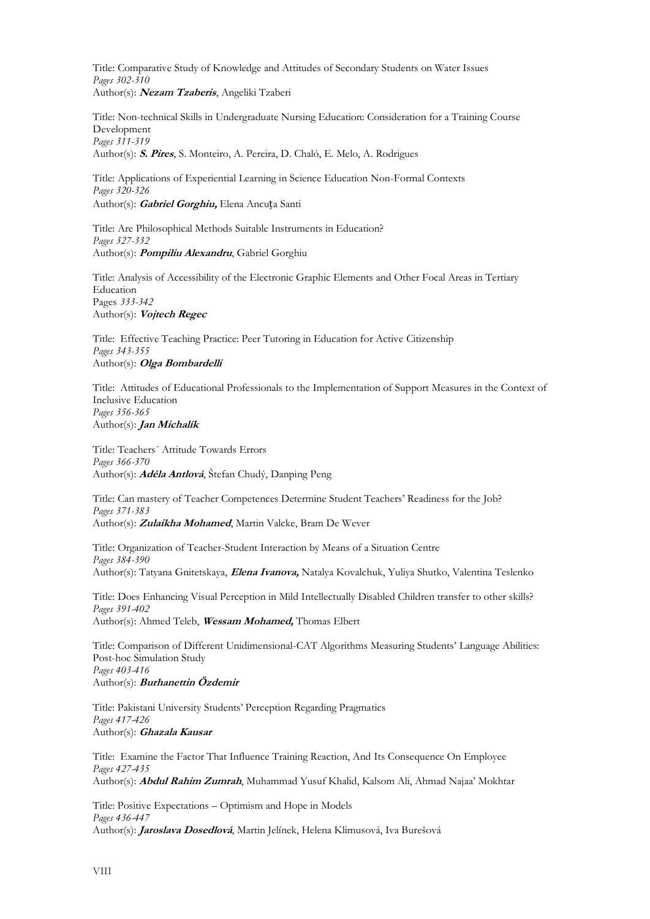Title: Comparative Study of Knowledge and Attitudes of Secondary Students on Water Issues
*Pages 302-310*
Author(s): ***Nezam Tzaberis***, Angeliki Tzaberi

Title: Non-technical Skills in Undergraduate Nursing Education: Consideration for a Training Course Development
*Pages 311-319*
Author(s): ***S. Pires***, S. Monteiro, A. Pereira, D. Chaló, E. Melo, A. Rodrigues

Title: Applications of Experiential Learning in Science Education Non-Formal Contexts
*Pages 320-326*
Author(s): ***Gabriel Gorghiu,*** Elena Ancuța Santi

Title: Are Philosophical Methods Suitable Instruments in Education?
*Pages 327-332*
Author(s): ***Pompiliu Alexandru***, Gabriel Gorghiu

Title: Analysis of Accessibility of the Electronic Graphic Elements and Other Focal Areas in Tertiary Education
Pages *333-342*
Author(s): ***Vojtech Regec***

Title: Effective Teaching Practice: Peer Tutoring in Education for Active Citizenship
*Pages 343-355*
Author(s): ***Olga Bombardelli***

Title: Attitudes of Educational Professionals to the Implementation of Support Measures in the Context of Inclusive Education
*Pages 356-365*
Author(s): ***Jan Michalík***

Title: Teachers´ Attitude Towards Errors
*Pages 366-370*
Author(s): ***Adéla Antlová***, Štefan Chudý, Danping Peng

Title: Can mastery of Teacher Competences Determine Student Teachers' Readiness for the Job?
*Pages 371-383*
Author(s): ***Zulaikha Mohamed***, Martin Valcke, Bram De Wever

Title: Organization of Teacher-Student Interaction by Means of a Situation Centre
*Pages 384-390*
Author(s): Tatyana Gnitetskaya, ***Elena Ivanova,*** Natalya Kovalchuk, Yuliya Shutko, Valentina Teslenko

Title: Does Enhancing Visual Perception in Mild Intellectually Disabled Children transfer to other skills?
*Pages 391-402*
Author(s): Ahmed Teleb, ***Wessam Mohamed,*** Thomas Elbert

Title: Comparison of Different Unidimensional-CAT Algorithms Measuring Students' Language Abilities: Post-hoc Simulation Study
*Pages 403-416*
Author(s): ***Burhanettin Özdemir***

Title: Pakistani University Students' Perception Regarding Pragmatics
*Pages 417-426*
Author(s): ***Ghazala Kausar***

Title: Examine the Factor That Influence Training Reaction, And Its Consequence On Employee
*Pages 427-435*
Author(s): ***Abdul Rahim Zumrah***, Muhammad Yusuf Khalid, Kalsom Ali, Ahmad Najaa' Mokhtar

Title: Positive Expectations – Optimism and Hope in Models
*Pages 436-447*
Author(s): ***Jaroslava Dosedlová***, Martin Jelínek, Helena Klimusová, Iva Burešová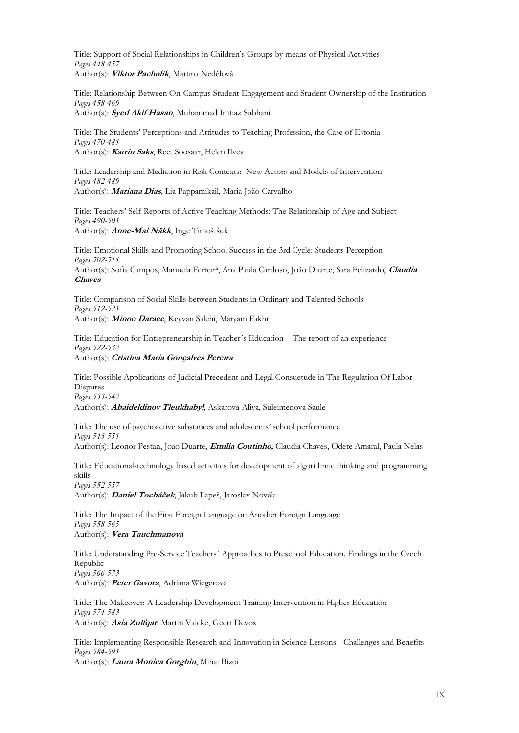Title: Support of Social Relationships in Children's Groups by means of Physical Activities
*Pages 448-457*
Author(s): ***Viktor Pacholík***, Martina Nedělová

Title: Relationship Between On-Campus Student Engagement and Student Ownership of the Institution
*Pages 458-469*
Author(s): ***Syed Akif Hasan***, Muhammad Imtiaz Subhani

Title: The Students' Perceptions and Attitudes to Teaching Profession, the Case of Estonia
*Pages 470-481*
Author(s): ***Katrin Saks***, Reet Soosaar, Helen Ilves

Title: Leadership and Mediation in Risk Contexts: New Actors and Models of Intervention
*Pages 482-489*
Author(s): ***Mariana Dias***, Lia Pappamikail, Maria João Carvalho

Title: Teachers' Self-Reports of Active Teaching Methods: The Relationship of Age and Subject
*Pages 490-501*
Author(s): ***Anne-Mai Näkk***, Inge Timoštšuk

Title: Emotional Skills and Promoting School Success in the 3rd Cycle: Students Perception
*Pages 502-511*
Author(s): Sofia Campos, Manuela Ferreir[a], Ana Paula Cardoso, João Duarte, Sara Felizardo, ***Claudia Chaves***

Title: Comparison of Social Skills between Students in Ordinary and Talented Schools
*Pages 512-521*
Author(s): ***Minoo Daraee***, Keyvan Salehi, Maryam Fakhr

Title: Education for Entrepreneurship in Teacher´s Education – The report of an experience
*Pages 522-532*
Author(s): ***Cristina Maria Gonçalves Pereira***

Title: Possible Applications of Judicial Precedent and Legal Consuetude in The Regulation Of Labor Disputes
*Pages 533-542*
Author(s): ***Abaideldinov Tleukhabyl***, Askarova Aliya, Suleimenova Saule

Title: The use of psychoactive substances and adolescents' school performance
*Pages 543-551*
Author(s): Leonor Pestan, Joao Duarte, ***Emilia Coutinho,*** Claudia Chaves, Odete Amaral, Paula Nelas

Title: Educational-technology based activities for development of algorithmic thinking and programming skills
*Pages 552-557*
Author(s): ***Daniel Tocháček***, Jakub Lapeš, Jaroslav Novák

Title: The Impact of the First Foreign Language on Another Foreign Language
*Pages 558-565*
Author(s): ***Vera Tauchmanova***

Title: Understanding Pre-Service Teachers´ Approaches to Preschool Education. Findings in the Czech Republic
*Pages 566-573*
Author(s): ***Peter Gavora***, Adriana Wiegerová

Title: The Makeover: A Leadership Development Training Intervention in Higher Education
*Pages 574-583*
Author(s): ***Asia Zulfqar***, Martin Valcke, Geert Devos

Title: Implementing Responsible Research and Innovation in Science Lessons - Challenges and Benefits
*Pages 584-591*
Author(s): ***Laura Monica Gorghiu***, Mihai Bizoi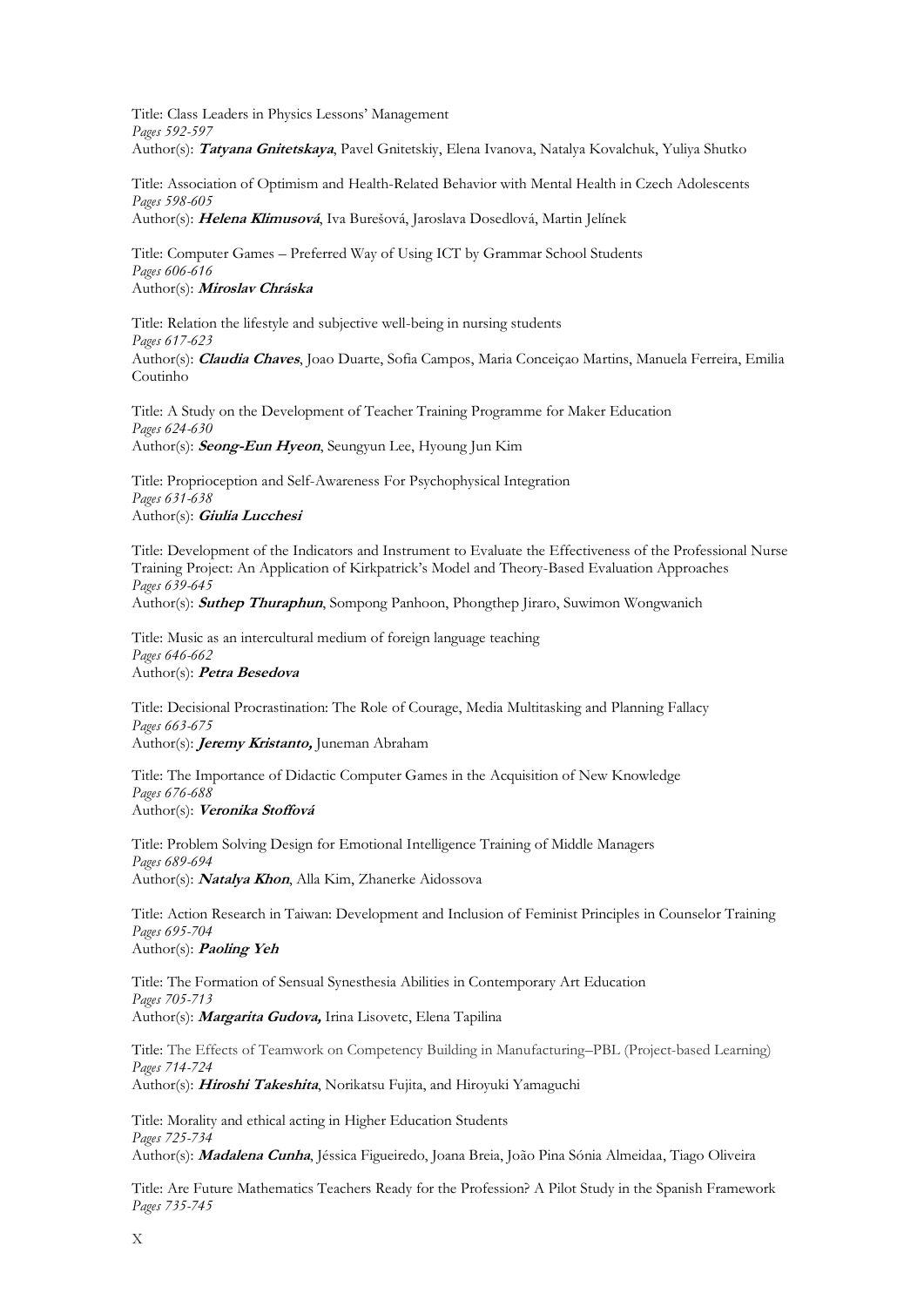Title: Class Leaders in Physics Lessons' Management
*Pages 592-597*
Author(s): ***Tatyana Gnitetskaya***, Pavel Gnitetskiy, Elena Ivanova, Natalya Kovalchuk, Yuliya Shutko

Title: Association of Optimism and Health-Related Behavior with Mental Health in Czech Adolescents
*Pages 598-605*
Author(s): ***Helena Klímusová***, Iva Burešová, Jaroslava Dosedlová, Martin Jelínek

Title: Computer Games – Preferred Way of Using ICT by Grammar School Students
*Pages 606-616*
Author(s): ***Miroslav Chráska***

Title: Relation the lifestyle and subjective well-being in nursing students
*Pages 617-623*
Author(s): ***Claudia Chaves***, Joao Duarte, Sofia Campos, Maria Conceiçao Martins, Manuela Ferreira, Emilia Coutinho

Title: A Study on the Development of Teacher Training Programme for Maker Education
*Pages 624-630*
Author(s): ***Seong-Eun Hyeon***, Seungyun Lee, Hyoung Jun Kim

Title: Proprioception and Self-Awareness For Psychophysical Integration
*Pages 631-638*
Author(s): ***Giulia Lucchesi***

Title: Development of the Indicators and Instrument to Evaluate the Effectiveness of the Professional Nurse Training Project: An Application of Kirkpatrick's Model and Theory-Based Evaluation Approaches
*Pages 639-645*
Author(s): ***Suthep Thuraphun***, Sompong Panhoon, Phongthep Jiraro, Suwimon Wongwanich

Title: Music as an intercultural medium of foreign language teaching
*Pages 646-662*
Author(s): ***Petra Besedova***

Title: Decisional Procrastination: The Role of Courage, Media Multitasking and Planning Fallacy
*Pages 663-675*
Author(s): ***Jeremy Kristanto,*** Juneman Abraham

Title: The Importance of Didactic Computer Games in the Acquisition of New Knowledge
*Pages 676-688*
Author(s): ***Veronika Stoffová***

Title: Problem Solving Design for Emotional Intelligence Training of Middle Managers
*Pages 689-694*
Author(s): ***Natalya Khon***, Alla Kim, Zhanerke Aidossova

Title: Action Research in Taiwan: Development and Inclusion of Feminist Principles in Counselor Training
*Pages 695-704*
Author(s): ***Paoling Yeh***

Title: The Formation of Sensual Synesthesia Abilities in Contemporary Art Education
*Pages 705-713*
Author(s): ***Margarita Gudova,*** Irina Lisovetc, Elena Tapilina

Title: The Effects of Teamwork on Competency Building in Manufacturing–PBL (Project-based Learning)
*Pages 714-724*
Author(s): ***Hiroshi Takeshita***, Norikatsu Fujita, and Hiroyuki Yamaguchi

Title: Morality and ethical acting in Higher Education Students
*Pages 725-734*
Author(s): ***Madalena Cunha***, Jéssica Figueiredo, Joana Breia, João Pina Sónia Almeidaa, Tiago Oliveira

Title: Are Future Mathematics Teachers Ready for the Profession? A Pilot Study in the Spanish Framework
*Pages 735-745*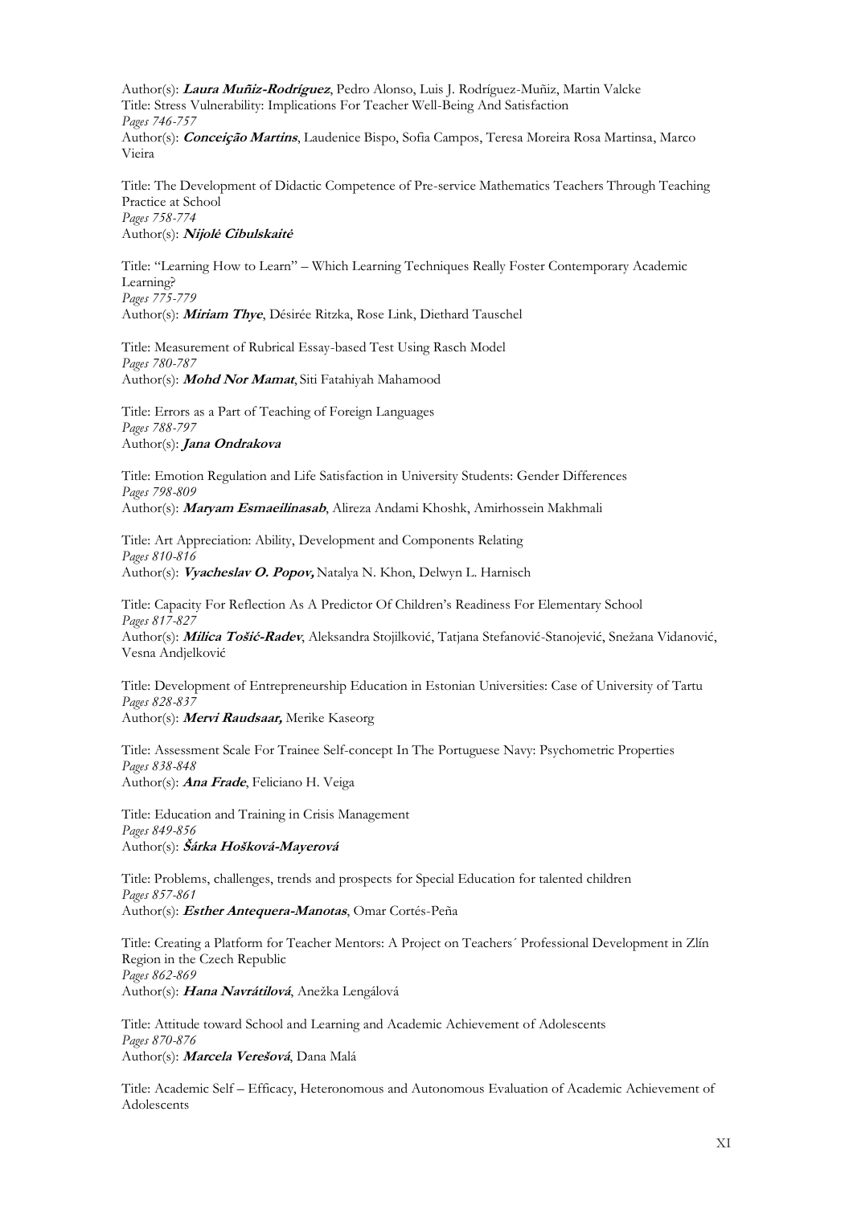Author(s): ***Laura Muñiz-Rodríguez***, Pedro Alonso, Luis J. Rodríguez-Muñiz, Martin Valcke
Title: Stress Vulnerability: Implications For Teacher Well-Being And Satisfaction
*Pages 746-757*
Author(s): ***Conceição Martins***, Laudenice Bispo, Sofia Campos, Teresa Moreira Rosa Martinsa, Marco Vieira

Title: The Development of Didactic Competence of Pre-service Mathematics Teachers Through Teaching Practice at School
*Pages 758-774*
Author(s): ***Nijolė Cibulskaitė***

Title: "Learning How to Learn" – Which Learning Techniques Really Foster Contemporary Academic Learning?
*Pages 775-779*
Author(s): ***Miriam Thye***, Désirée Ritzka, Rose Link, Diethard Tauschel

Title: Measurement of Rubrical Essay-based Test Using Rasch Model
*Pages 780-787*
Author(s): ***Mohd Nor Mamat***, Siti Fatahiyah Mahamood

Title: Errors as a Part of Teaching of Foreign Languages
*Pages 788-797*
Author(s): ***Jana Ondrakova***

Title: Emotion Regulation and Life Satisfaction in University Students: Gender Differences
*Pages 798-809*
Author(s): ***Maryam Esmaeilinasab***, Alireza Andami Khoshk, Amirhossein Makhmali

Title: Art Appreciation: Ability, Development and Components Relating
*Pages 810-816*
Author(s): ***Vyacheslav O. Popov,*** Natalya N. Khon, Delwyn L. Harnisch

Title: Capacity For Reflection As A Predictor Of Children's Readiness For Elementary School
*Pages 817-827*
Author(s): ***Milica Tošić-Radev***, Aleksandra Stojilković, Tatjana Stefanović-Stanojević, Snežana Vidanović, Vesna Andjelković

Title: Development of Entrepreneurship Education in Estonian Universities: Case of University of Tartu
*Pages 828-837*
Author(s): ***Mervi Raudsaar,*** Merike Kaseorg

Title: Assessment Scale For Trainee Self-concept In The Portuguese Navy: Psychometric Properties
*Pages 838-848*
Author(s): ***Ana Frade***, Feliciano H. Veiga

Title: Education and Training in Crisis Management
*Pages 849-856*
Author(s): ***Šárka Hošková-Mayerová***

Title: Problems, challenges, trends and prospects for Special Education for talented children
*Pages 857-861*
Author(s): ***Esther Antequera-Manotas***, Omar Cortés-Peña

Title: Creating a Platform for Teacher Mentors: A Project on Teachers´ Professional Development in Zlín Region in the Czech Republic
*Pages 862-869*
Author(s): ***Hana Navrátilová***, Anežka Lengálová

Title: Attitude toward School and Learning and Academic Achievement of Adolescents
*Pages 870-876*
Author(s): ***Marcela Verešová***, Dana Malá

Title: Academic Self – Efficacy, Heteronomous and Autonomous Evaluation of Academic Achievement of Adolescents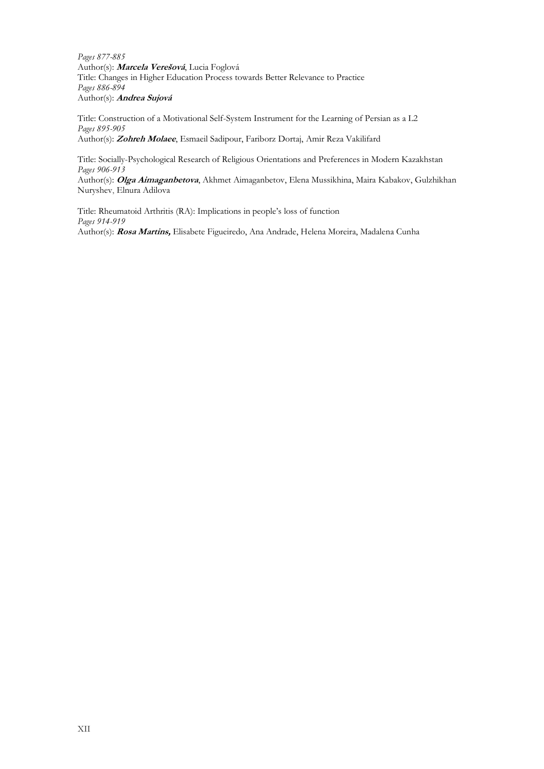*Pages 877-885*
Author(s): ***Marcela Verešová***, Lucia Foglová
Title: Changes in Higher Education Process towards Better Relevance to Practice
*Pages 886-894*
Author(s): ***Andrea Sujová***

Title: Construction of a Motivational Self-System Instrument for the Learning of Persian as a L2
*Pages 895-905*
Author(s): ***Zohreh Molaee***, Esmaeil Sadipour, Fariborz Dortaj, Amir Reza Vakilifard

Title: Socially-Psychological Research of Religious Orientations and Preferences in Modern Kazakhstan
*Pages 906-913*
Author(s): ***Olga Aimaganbetova***, Akhmet Aimaganbetov, Elena Mussikhina, Maira Kabakov, Gulzhikhan Nuryshev, Elnura Adilova

Title: Rheumatoid Arthritis (RA): Implications in people's loss of function
*Pages 914-919*
Author(s): ***Rosa Martins,*** Elisabete Figueiredo, Ana Andrade, Helena Moreira, Madalena Cunha